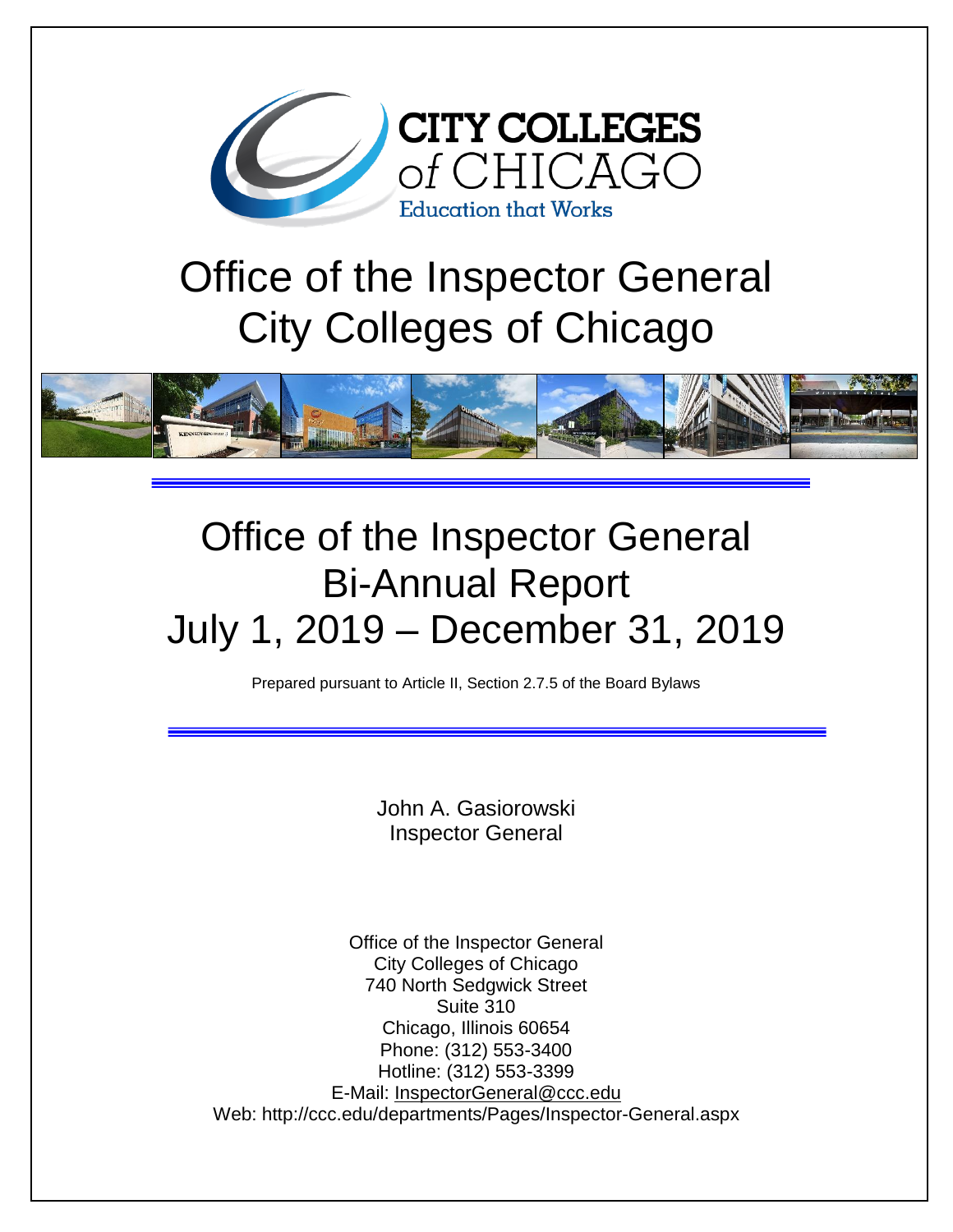CITY COLLEGES of CHICAGO

Education that Works

# Office of the Inspector General
# City Colleges of Chicago

# Office of the Inspector General
# Bi-Annual Report
# July 1, 2019 – December 31, 2019

Prepared pursuant to Article II, Section 2.7.5 of the Board Bylaws

John A. Gasiorowski
Inspector General

Office of the Inspector General
City Colleges of Chicago
740 North Sedgwick Street
Suite 310
Chicago, Illinois 60654
Phone: (312) 553-3400
Hotline: (312) 553-3399
E-Mail: InspectorGeneral@ccc.edu
Web: http://ccc.edu/departments/Pages/Inspector-General.aspx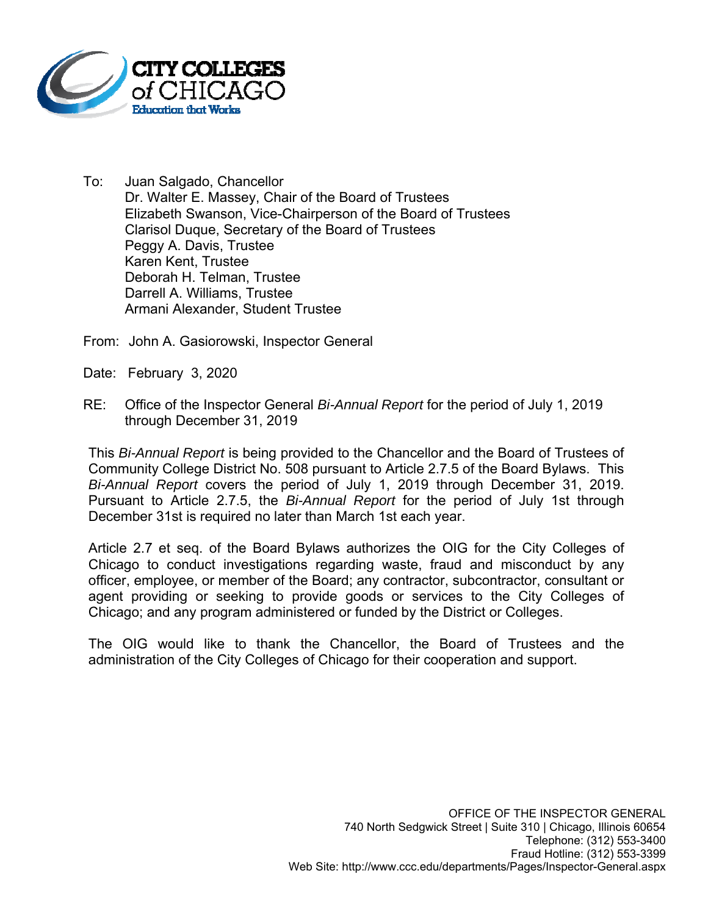CITY COLLEGES of CHICAGO
Education that Works

To: Juan Salgado, Chancellor
Dr. Walter E. Massey, Chair of the Board of Trustees
Elizabeth Swanson, Vice-Chairperson of the Board of Trustees
Clarisol Duque, Secretary of the Board of Trustees
Peggy A. Davis, Trustee
Karen Kent, Trustee
Deborah H. Telman, Trustee
Darrell A. Williams, Trustee
Armani Alexander, Student Trustee

From: John A. Gasiorowski, Inspector General

Date: February 3, 2020

RE: Office of the Inspector General *Bi-Annual Report* for the period of July 1, 2019 through December 31, 2019

This *Bi-Annual Report* is being provided to the Chancellor and the Board of Trustees of Community College District No. 508 pursuant to Article 2.7.5 of the Board Bylaws. This *Bi-Annual Report* covers the period of July 1, 2019 through December 31, 2019. Pursuant to Article 2.7.5, the *Bi-Annual Report* for the period of July 1st through December 31st is required no later than March 1st each year.

Article 2.7 et seq. of the Board Bylaws authorizes the OIG for the City Colleges of Chicago to conduct investigations regarding waste, fraud and misconduct by any officer, employee, or member of the Board; any contractor, subcontractor, consultant or agent providing or seeking to provide goods or services to the City Colleges of Chicago; and any program administered or funded by the District or Colleges.

The OIG would like to thank the Chancellor, the Board of Trustees and the administration of the City Colleges of Chicago for their cooperation and support.

OFFICE OF THE INSPECTOR GENERAL
740 North Sedgwick Street | Suite 310 | Chicago, Illinois 60654
Telephone: (312) 553-3400
Fraud Hotline: (312) 553-3399
Web Site: http://www.ccc.edu/departments/Pages/Inspector-General.aspx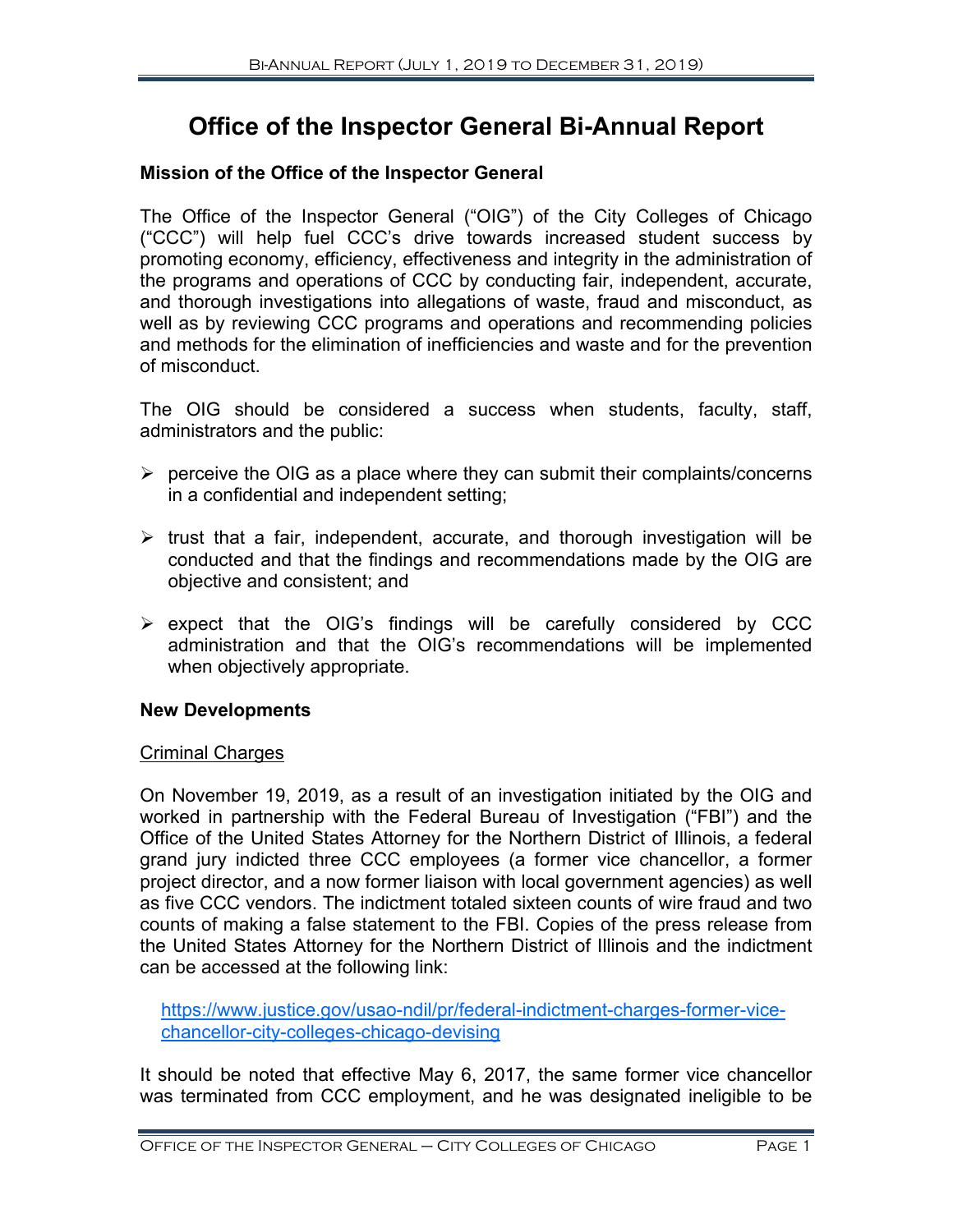# Office of the Inspector General Bi-Annual Report

**Mission of the Office of the Inspector General**

The Office of the Inspector General ("OIG") of the City Colleges of Chicago ("CCC") will help fuel CCC's drive towards increased student success by promoting economy, efficiency, effectiveness and integrity in the administration of the programs and operations of CCC by conducting fair, independent, accurate, and thorough investigations into allegations of waste, fraud and misconduct, as well as by reviewing CCC programs and operations and recommending policies and methods for the elimination of inefficiencies and waste and for the prevention of misconduct.

The OIG should be considered a success when students, faculty, staff, administrators and the public:

- perceive the OIG as a place where they can submit their complaints/concerns in a confidential and independent setting;
- trust that a fair, independent, accurate, and thorough investigation will be conducted and that the findings and recommendations made by the OIG are objective and consistent; and
- expect that the OIG's findings will be carefully considered by CCC administration and that the OIG's recommendations will be implemented when objectively appropriate.

**New Developments**

Criminal Charges

On November 19, 2019, as a result of an investigation initiated by the OIG and worked in partnership with the Federal Bureau of Investigation ("FBI") and the Office of the United States Attorney for the Northern District of Illinois, a federal grand jury indicted three CCC employees (a former vice chancellor, a former project director, and a now former liaison with local government agencies) as well as five CCC vendors. The indictment totaled sixteen counts of wire fraud and two counts of making a false statement to the FBI. Copies of the press release from the United States Attorney for the Northern District of Illinois and the indictment can be accessed at the following link:

https://www.justice.gov/usao-ndil/pr/federal-indictment-charges-former-vice-chancellor-city-colleges-chicago-devising

It should be noted that effective May 6, 2017, the same former vice chancellor was terminated from CCC employment, and he was designated ineligible to be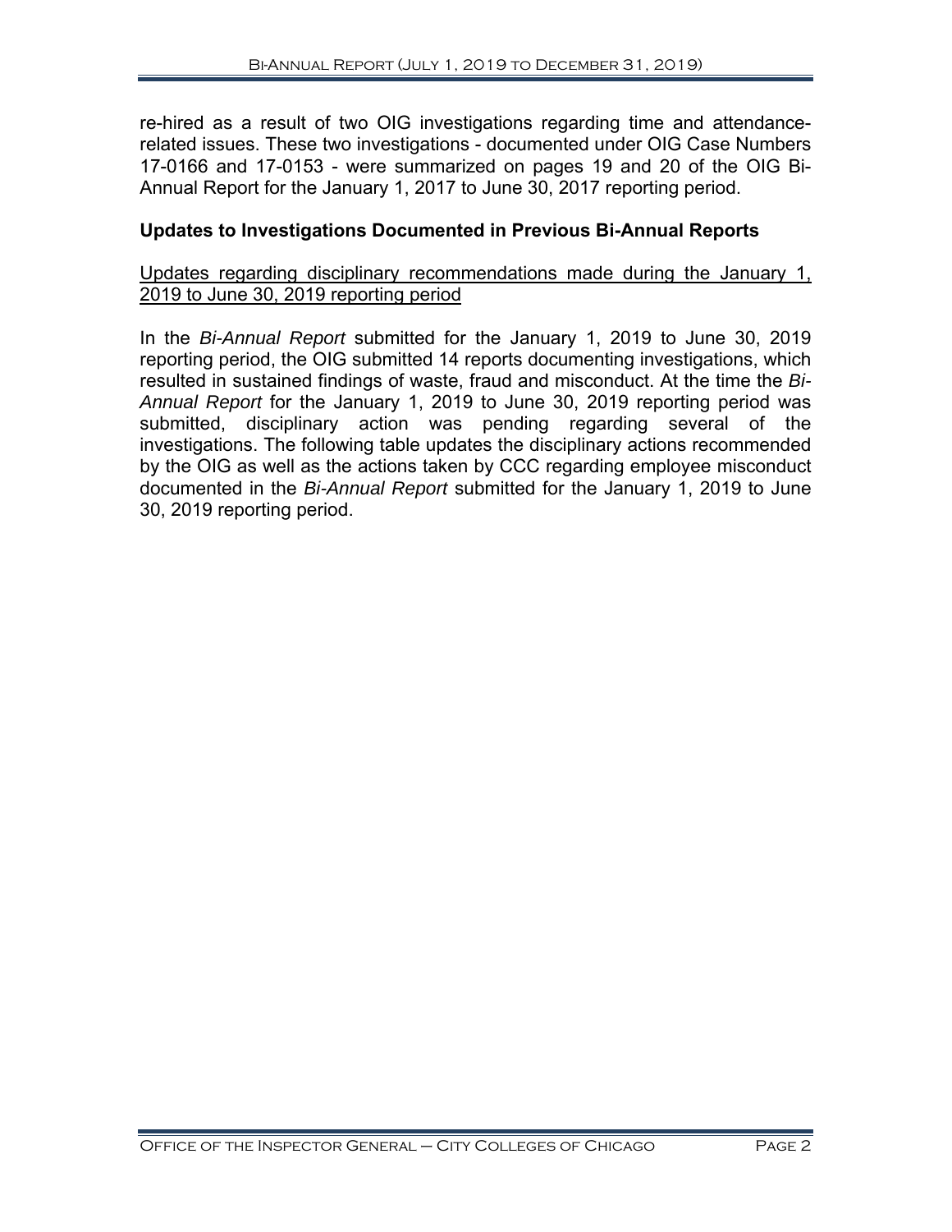re-hired as a result of two OIG investigations regarding time and attendance-related issues. These two investigations - documented under OIG Case Numbers 17-0166 and 17-0153 - were summarized on pages 19 and 20 of the OIG Bi-Annual Report for the January 1, 2017 to June 30, 2017 reporting period.

## Updates to Investigations Documented in Previous Bi-Annual Reports

<u>Updates regarding disciplinary recommendations made during the January 1, 2019 to June 30, 2019 reporting period</u>

In the *Bi-Annual Report* submitted for the January 1, 2019 to June 30, 2019 reporting period, the OIG submitted 14 reports documenting investigations, which resulted in sustained findings of waste, fraud and misconduct. At the time the *Bi-Annual Report* for the January 1, 2019 to June 30, 2019 reporting period was submitted, disciplinary action was pending regarding several of the investigations. The following table updates the disciplinary actions recommended by the OIG as well as the actions taken by CCC regarding employee misconduct documented in the *Bi-Annual Report* submitted for the January 1, 2019 to June 30, 2019 reporting period.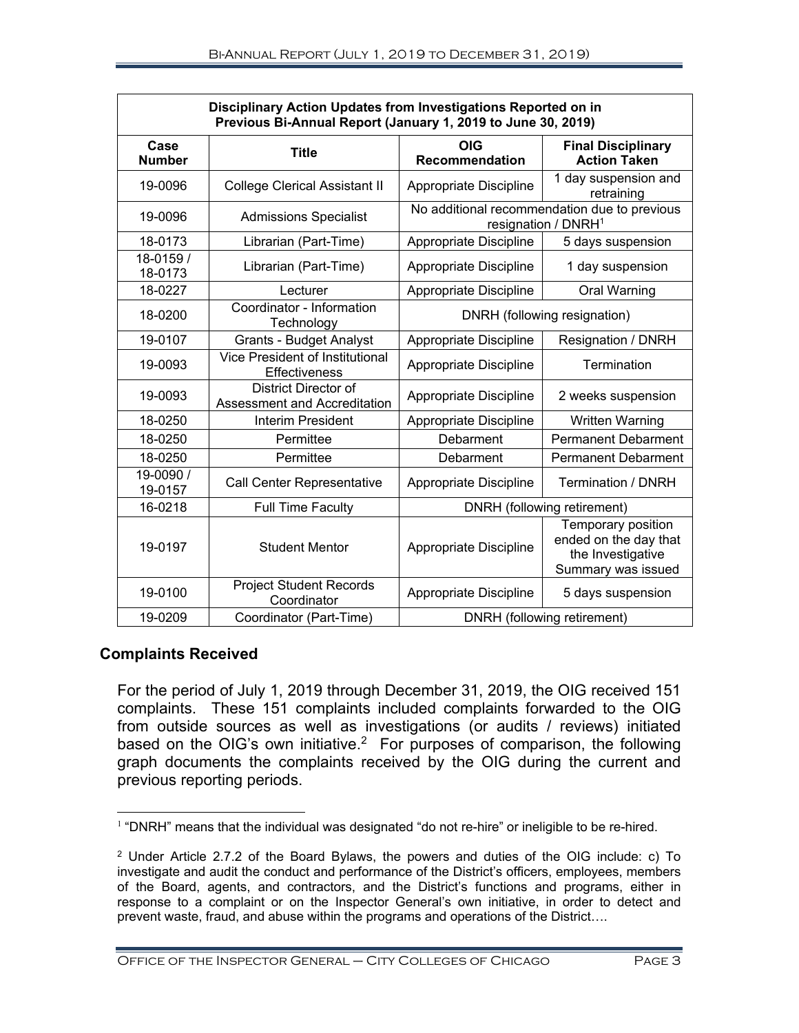| Disciplinary Action Updates from Investigations Reported on in Previous Bi-Annual Report (January 1, 2019 to June 30, 2019) | | | |
|---|---|---|---|
| **Case Number** | **Title** | **OIG Recommendation** | **Final Disciplinary Action Taken** |
| 19-0096 | College Clerical Assistant II | Appropriate Discipline | 1 day suspension and retraining |
| 19-0096 | Admissions Specialist | No additional recommendation due to previous resignation / DNRH[1] | |
| 18-0173 | Librarian (Part-Time) | Appropriate Discipline | 5 days suspension |
| 18-0159 / 18-0173 | Librarian (Part-Time) | Appropriate Discipline | 1 day suspension |
| 18-0227 | Lecturer | Appropriate Discipline | Oral Warning |
| 18-0200 | Coordinator - Information Technology | DNRH (following resignation) | |
| 19-0107 | Grants - Budget Analyst | Appropriate Discipline | Resignation / DNRH |
| 19-0093 | Vice President of Institutional Effectiveness | Appropriate Discipline | Termination |
| 19-0093 | District Director of Assessment and Accreditation | Appropriate Discipline | 2 weeks suspension |
| 18-0250 | Interim President | Appropriate Discipline | Written Warning |
| 18-0250 | Permittee | Debarment | Permanent Debarment |
| 18-0250 | Permittee | Debarment | Permanent Debarment |
| 19-0090 / 19-0157 | Call Center Representative | Appropriate Discipline | Termination / DNRH |
| 16-0218 | Full Time Faculty | DNRH (following retirement) | |
| 19-0197 | Student Mentor | Appropriate Discipline | Temporary position ended on the day that the Investigative Summary was issued |
| 19-0100 | Project Student Records Coordinator | Appropriate Discipline | 5 days suspension |
| 19-0209 | Coordinator (Part-Time) | DNRH (following retirement) | |

## Complaints Received

For the period of July 1, 2019 through December 31, 2019, the OIG received 151 complaints. These 151 complaints included complaints forwarded to the OIG from outside sources as well as investigations (or audits / reviews) initiated based on the OIG's own initiative.[2] For purposes of comparison, the following graph documents the complaints received by the OIG during the current and previous reporting periods.

---

[1] "DNRH" means that the individual was designated "do not re-hire" or ineligible to be re-hired.

[2] Under Article 2.7.2 of the Board Bylaws, the powers and duties of the OIG include: c) To investigate and audit the conduct and performance of the District's officers, employees, members of the Board, agents, and contractors, and the District's functions and programs, either in response to a complaint or on the Inspector General's own initiative, in order to detect and prevent waste, fraud, and abuse within the programs and operations of the District….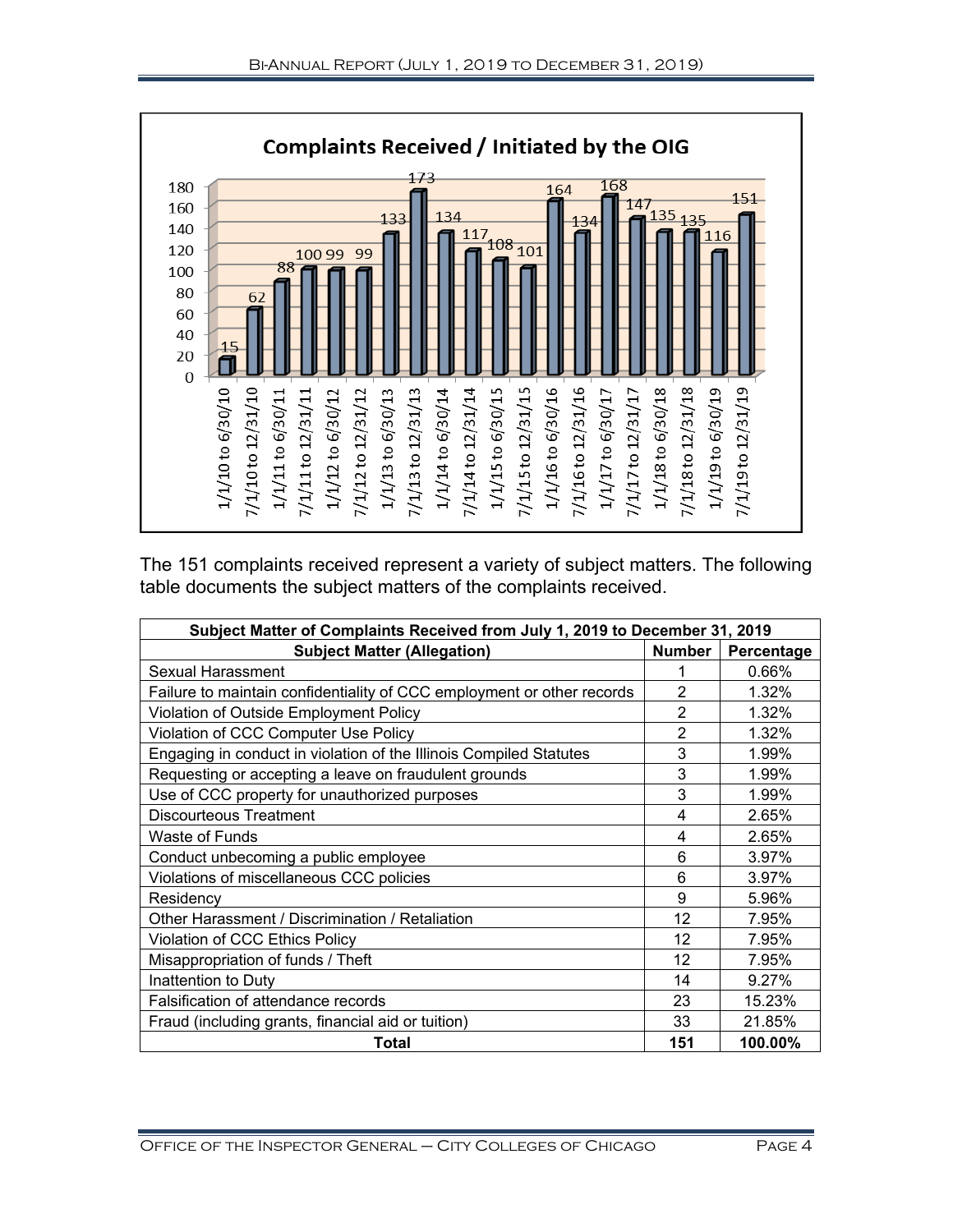**Complaints Received / Initiated by the OIG**

| Period | Complaints |
|---|---|
| 1/1/10 to 6/30/10 | 15 |
| 7/1/10 to 12/31/10 | 62 |
| 1/1/11 to 6/30/11 | 88 |
| 7/1/11 to 12/31/11 | 100 |
| 1/1/12 to 6/30/12 | 99 |
| 7/1/12 to 12/31/12 | 99 |
| 1/1/13 to 6/30/13 | 133 |
| 7/1/13 to 12/31/13 | 173 |
| 1/1/14 to 6/30/14 | 134 |
| 7/1/14 to 12/31/14 | 117 |
| 1/1/15 to 6/30/15 | 108 |
| 7/1/15 to 12/31/15 | 101 |
| 1/1/16 to 6/30/16 | 164 |
| 7/1/16 to 12/31/16 | 134 |
| 1/1/17 to 6/30/17 | 168 |
| 7/1/17 to 12/31/17 | 147 |
| 1/1/18 to 6/30/18 | 135 |
| 7/1/18 to 12/31/18 | 135 |
| 1/1/19 to 6/30/19 | 116 |
| 7/1/19 to 12/31/19 | 151 |

The 151 complaints received represent a variety of subject matters. The following table documents the subject matters of the complaints received.

| Subject Matter of Complaints Received from July 1, 2019 to December 31, 2019 | | |
|---|---|---|
| **Subject Matter (Allegation)** | **Number** | **Percentage** |
| Sexual Harassment | 1 | 0.66% |
| Failure to maintain confidentiality of CCC employment or other records | 2 | 1.32% |
| Violation of Outside Employment Policy | 2 | 1.32% |
| Violation of CCC Computer Use Policy | 2 | 1.32% |
| Engaging in conduct in violation of the Illinois Compiled Statutes | 3 | 1.99% |
| Requesting or accepting a leave on fraudulent grounds | 3 | 1.99% |
| Use of CCC property for unauthorized purposes | 3 | 1.99% |
| Discourteous Treatment | 4 | 2.65% |
| Waste of Funds | 4 | 2.65% |
| Conduct unbecoming a public employee | 6 | 3.97% |
| Violations of miscellaneous CCC policies | 6 | 3.97% |
| Residency | 9 | 5.96% |
| Other Harassment / Discrimination / Retaliation | 12 | 7.95% |
| Violation of CCC Ethics Policy | 12 | 7.95% |
| Misappropriation of funds / Theft | 12 | 7.95% |
| Inattention to Duty | 14 | 9.27% |
| Falsification of attendance records | 23 | 15.23% |
| Fraud (including grants, financial aid or tuition) | 33 | 21.85% |
| **Total** | **151** | **100.00%** |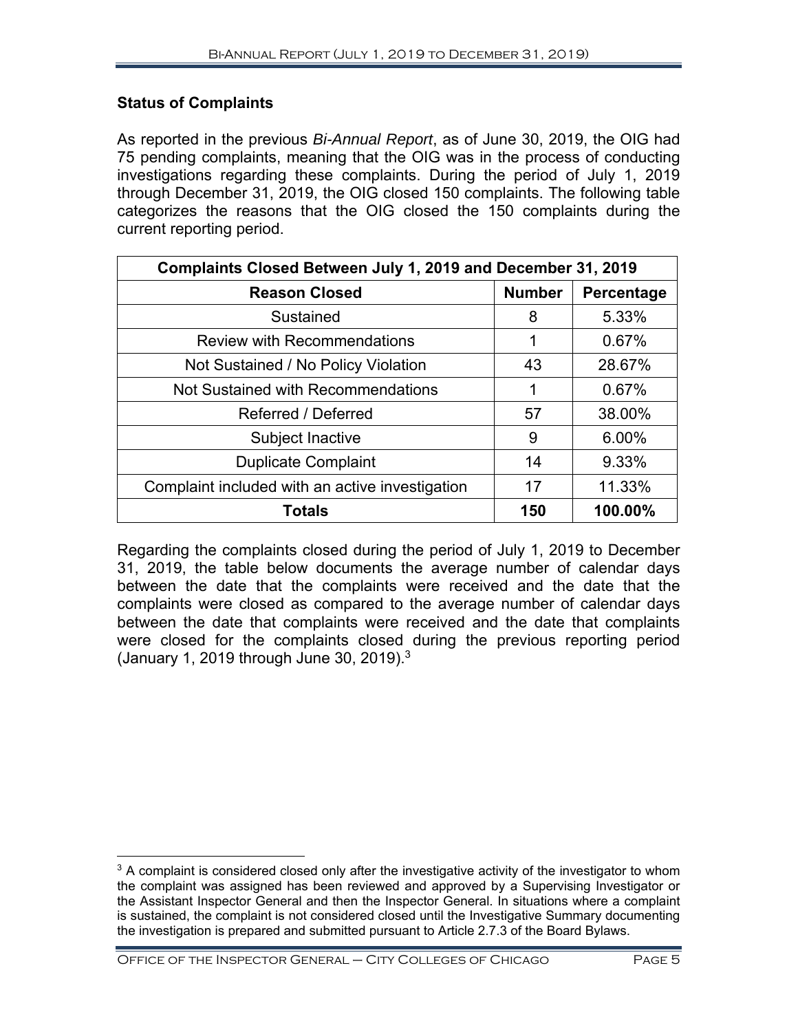## Status of Complaints

As reported in the previous *Bi-Annual Report*, as of June 30, 2019, the OIG had 75 pending complaints, meaning that the OIG was in the process of conducting investigations regarding these complaints. During the period of July 1, 2019 through December 31, 2019, the OIG closed 150 complaints. The following table categorizes the reasons that the OIG closed the 150 complaints during the current reporting period.

| Complaints Closed Between July 1, 2019 and December 31, 2019 | | |
|---|---|---|
| **Reason Closed** | **Number** | **Percentage** |
| Sustained | 8 | 5.33% |
| Review with Recommendations | 1 | 0.67% |
| Not Sustained / No Policy Violation | 43 | 28.67% |
| Not Sustained with Recommendations | 1 | 0.67% |
| Referred / Deferred | 57 | 38.00% |
| Subject Inactive | 9 | 6.00% |
| Duplicate Complaint | 14 | 9.33% |
| Complaint included with an active investigation | 17 | 11.33% |
| **Totals** | **150** | **100.00%** |

Regarding the complaints closed during the period of July 1, 2019 to December 31, 2019, the table below documents the average number of calendar days between the date that the complaints were received and the date that the complaints were closed as compared to the average number of calendar days between the date that complaints were received and the date that complaints were closed for the complaints closed during the previous reporting period (January 1, 2019 through June 30, 2019).[3]

[3] A complaint is considered closed only after the investigative activity of the investigator to whom the complaint was assigned has been reviewed and approved by a Supervising Investigator or the Assistant Inspector General and then the Inspector General. In situations where a complaint is sustained, the complaint is not considered closed until the Investigative Summary documenting the investigation is prepared and submitted pursuant to Article 2.7.3 of the Board Bylaws.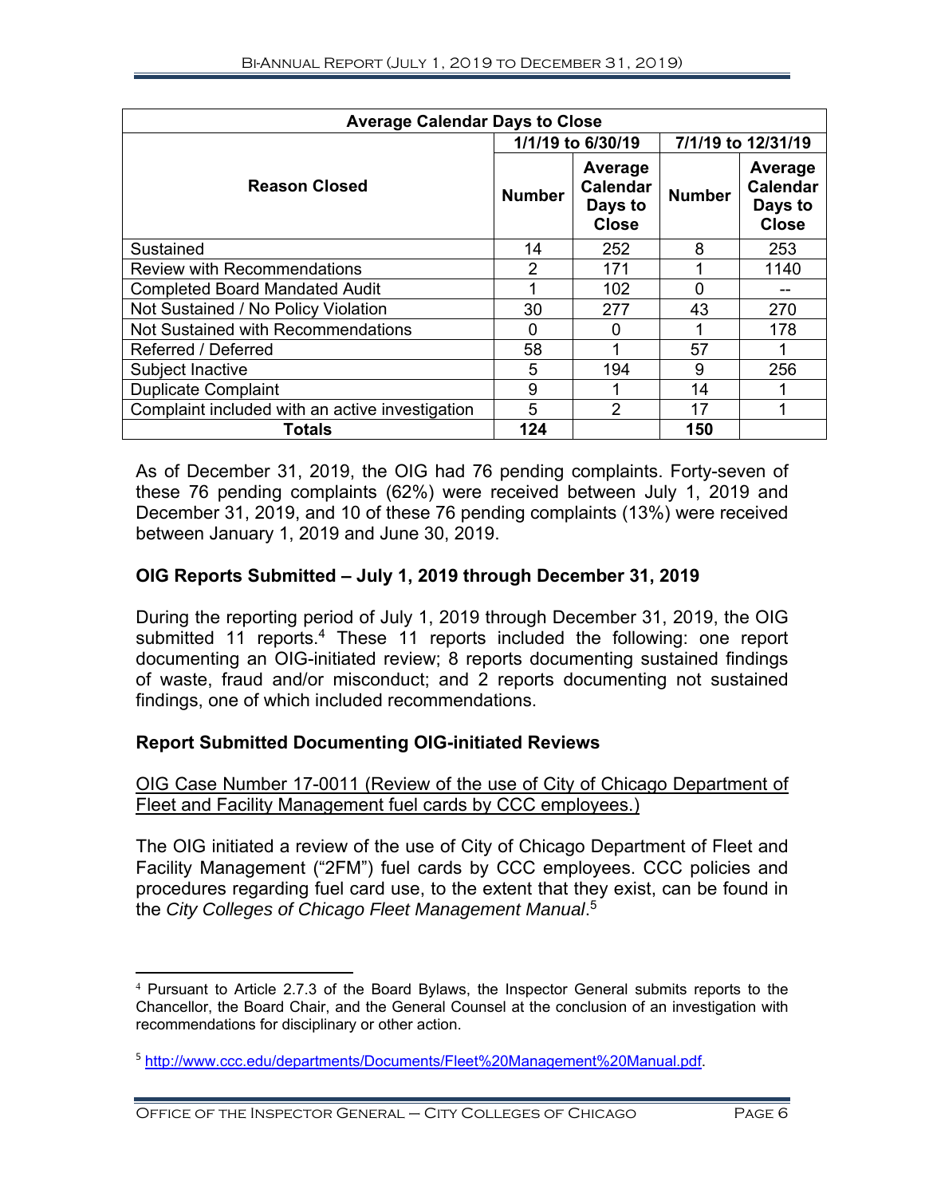| Average Calendar Days to Close | | | | |
|---|---|---|---|---|
| **Reason Closed** | **1/1/19 to 6/30/19** | | **7/1/19 to 12/31/19** | |
| | **Number** | **Average Calendar Days to Close** | **Number** | **Average Calendar Days to Close** |
| Sustained | 14 | 252 | 8 | 253 |
| Review with Recommendations | 2 | 171 | 1 | 1140 |
| Completed Board Mandated Audit | 1 | 102 | 0 | -- |
| Not Sustained / No Policy Violation | 30 | 277 | 43 | 270 |
| Not Sustained with Recommendations | 0 | 0 | 1 | 178 |
| Referred / Deferred | 58 | 1 | 57 | 1 |
| Subject Inactive | 5 | 194 | 9 | 256 |
| Duplicate Complaint | 9 | 1 | 14 | 1 |
| Complaint included with an active investigation | 5 | 2 | 17 | 1 |
| **Totals** | **124** | | **150** | |

As of December 31, 2019, the OIG had 76 pending complaints. Forty-seven of these 76 pending complaints (62%) were received between July 1, 2019 and December 31, 2019, and 10 of these 76 pending complaints (13%) were received between January 1, 2019 and June 30, 2019.

### OIG Reports Submitted – July 1, 2019 through December 31, 2019

During the reporting period of July 1, 2019 through December 31, 2019, the OIG submitted 11 reports.[4] These 11 reports included the following: one report documenting an OIG-initiated review; 8 reports documenting sustained findings of waste, fraud and/or misconduct; and 2 reports documenting not sustained findings, one of which included recommendations.

### Report Submitted Documenting OIG-initiated Reviews

OIG Case Number 17-0011 (Review of the use of City of Chicago Department of Fleet and Facility Management fuel cards by CCC employees.)

The OIG initiated a review of the use of City of Chicago Department of Fleet and Facility Management ("2FM") fuel cards by CCC employees. CCC policies and procedures regarding fuel card use, to the extent that they exist, can be found in the *City Colleges of Chicago Fleet Management Manual*.[5]

---

[4] Pursuant to Article 2.7.3 of the Board Bylaws, the Inspector General submits reports to the Chancellor, the Board Chair, and the General Counsel at the conclusion of an investigation with recommendations for disciplinary or other action.

[5] http://www.ccc.edu/departments/Documents/Fleet%20Management%20Manual.pdf.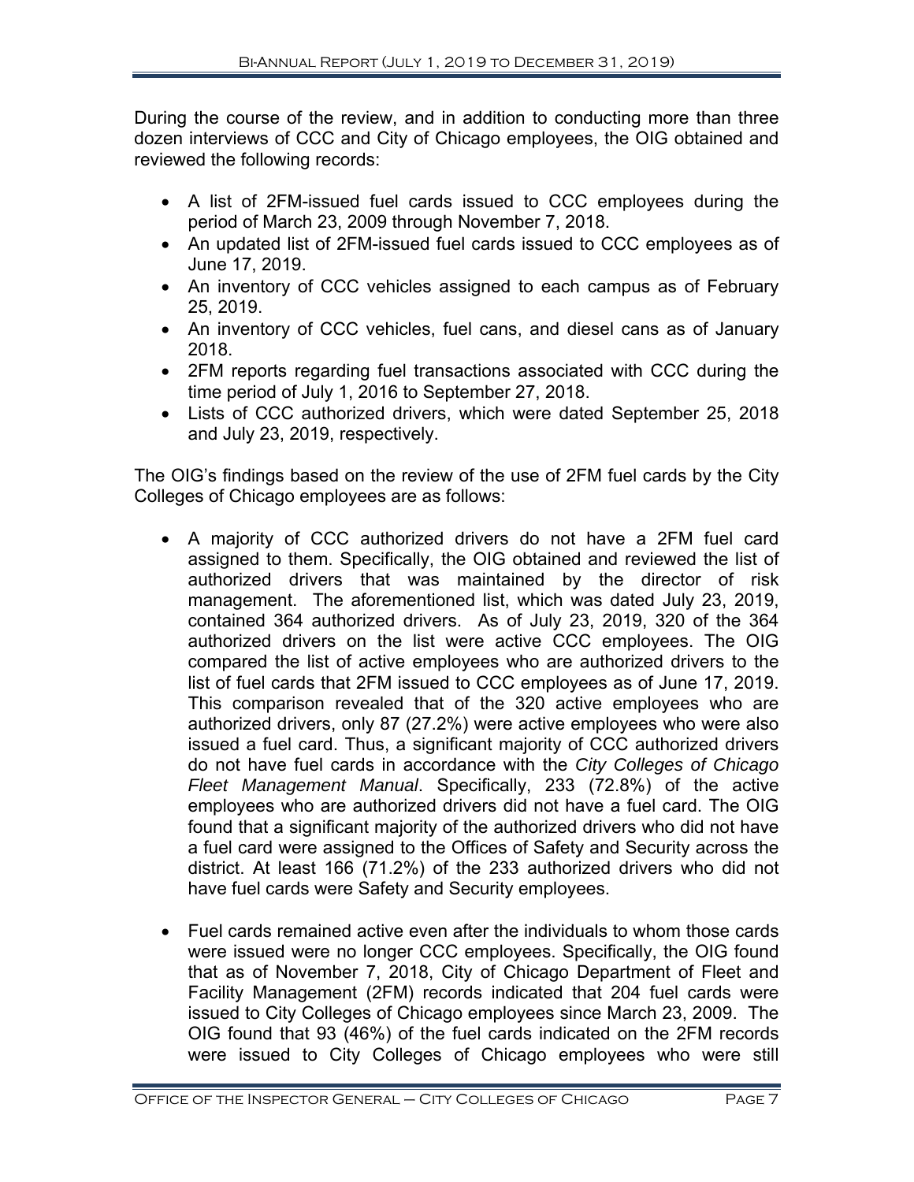During the course of the review, and in addition to conducting more than three dozen interviews of CCC and City of Chicago employees, the OIG obtained and reviewed the following records:

- A list of 2FM-issued fuel cards issued to CCC employees during the period of March 23, 2009 through November 7, 2018.
- An updated list of 2FM-issued fuel cards issued to CCC employees as of June 17, 2019.
- An inventory of CCC vehicles assigned to each campus as of February 25, 2019.
- An inventory of CCC vehicles, fuel cans, and diesel cans as of January 2018.
- 2FM reports regarding fuel transactions associated with CCC during the time period of July 1, 2016 to September 27, 2018.
- Lists of CCC authorized drivers, which were dated September 25, 2018 and July 23, 2019, respectively.

The OIG's findings based on the review of the use of 2FM fuel cards by the City Colleges of Chicago employees are as follows:

- A majority of CCC authorized drivers do not have a 2FM fuel card assigned to them. Specifically, the OIG obtained and reviewed the list of authorized drivers that was maintained by the director of risk management. The aforementioned list, which was dated July 23, 2019, contained 364 authorized drivers. As of July 23, 2019, 320 of the 364 authorized drivers on the list were active CCC employees. The OIG compared the list of active employees who are authorized drivers to the list of fuel cards that 2FM issued to CCC employees as of June 17, 2019. This comparison revealed that of the 320 active employees who are authorized drivers, only 87 (27.2%) were active employees who were also issued a fuel card. Thus, a significant majority of CCC authorized drivers do not have fuel cards in accordance with the *City Colleges of Chicago Fleet Management Manual*. Specifically, 233 (72.8%) of the active employees who are authorized drivers did not have a fuel card. The OIG found that a significant majority of the authorized drivers who did not have a fuel card were assigned to the Offices of Safety and Security across the district. At least 166 (71.2%) of the 233 authorized drivers who did not have fuel cards were Safety and Security employees.

- Fuel cards remained active even after the individuals to whom those cards were issued were no longer CCC employees. Specifically, the OIG found that as of November 7, 2018, City of Chicago Department of Fleet and Facility Management (2FM) records indicated that 204 fuel cards were issued to City Colleges of Chicago employees since March 23, 2009. The OIG found that 93 (46%) of the fuel cards indicated on the 2FM records were issued to City Colleges of Chicago employees who were still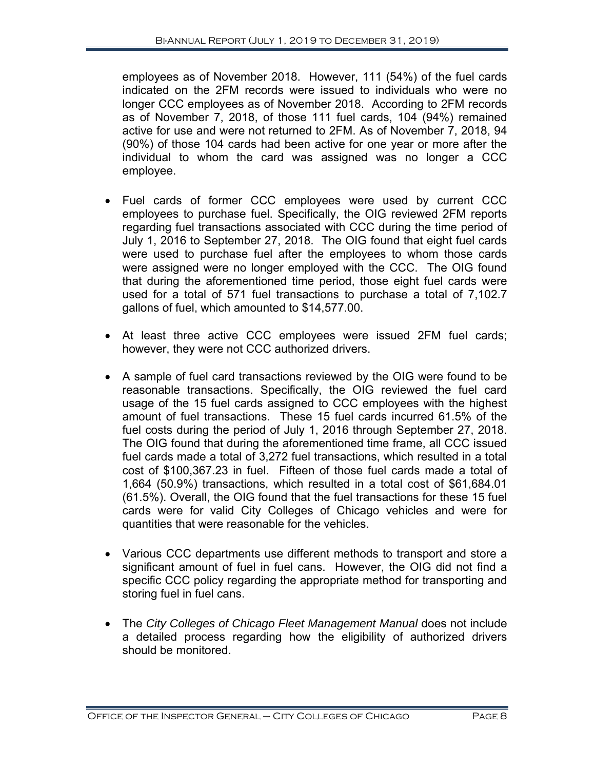employees as of November 2018. However, 111 (54%) of the fuel cards indicated on the 2FM records were issued to individuals who were no longer CCC employees as of November 2018. According to 2FM records as of November 7, 2018, of those 111 fuel cards, 104 (94%) remained active for use and were not returned to 2FM. As of November 7, 2018, 94 (90%) of those 104 cards had been active for one year or more after the individual to whom the card was assigned was no longer a CCC employee.

- Fuel cards of former CCC employees were used by current CCC employees to purchase fuel. Specifically, the OIG reviewed 2FM reports regarding fuel transactions associated with CCC during the time period of July 1, 2016 to September 27, 2018. The OIG found that eight fuel cards were used to purchase fuel after the employees to whom those cards were assigned were no longer employed with the CCC. The OIG found that during the aforementioned time period, those eight fuel cards were used for a total of 571 fuel transactions to purchase a total of 7,102.7 gallons of fuel, which amounted to $14,577.00.

- At least three active CCC employees were issued 2FM fuel cards; however, they were not CCC authorized drivers.

- A sample of fuel card transactions reviewed by the OIG were found to be reasonable transactions. Specifically, the OIG reviewed the fuel card usage of the 15 fuel cards assigned to CCC employees with the highest amount of fuel transactions. These 15 fuel cards incurred 61.5% of the fuel costs during the period of July 1, 2016 through September 27, 2018. The OIG found that during the aforementioned time frame, all CCC issued fuel cards made a total of 3,272 fuel transactions, which resulted in a total cost of $100,367.23 in fuel. Fifteen of those fuel cards made a total of 1,664 (50.9%) transactions, which resulted in a total cost of $61,684.01 (61.5%). Overall, the OIG found that the fuel transactions for these 15 fuel cards were for valid City Colleges of Chicago vehicles and were for quantities that were reasonable for the vehicles.

- Various CCC departments use different methods to transport and store a significant amount of fuel in fuel cans. However, the OIG did not find a specific CCC policy regarding the appropriate method for transporting and storing fuel in fuel cans.

- The *City Colleges of Chicago Fleet Management Manual* does not include a detailed process regarding how the eligibility of authorized drivers should be monitored.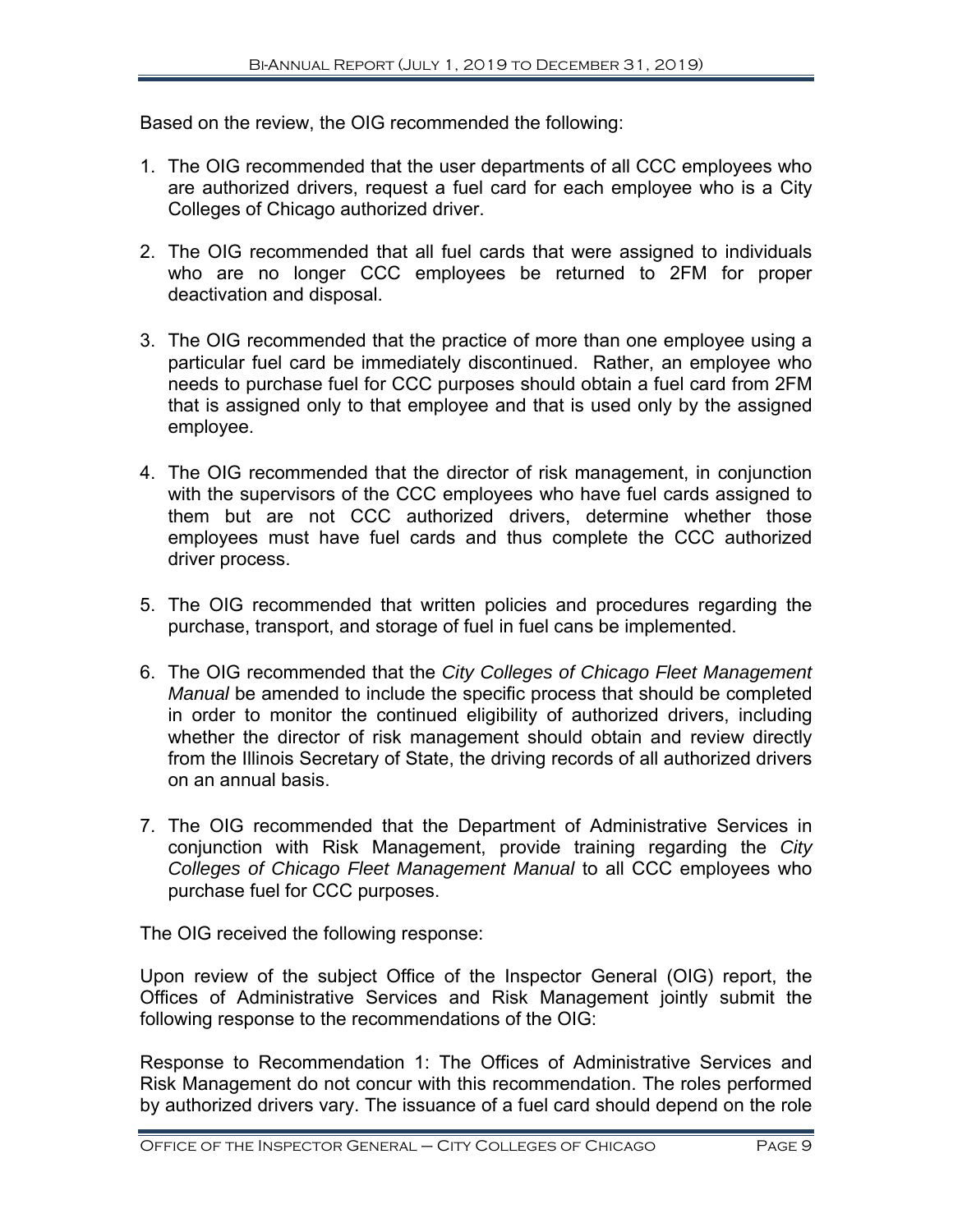Based on the review, the OIG recommended the following:

1. The OIG recommended that the user departments of all CCC employees who are authorized drivers, request a fuel card for each employee who is a City Colleges of Chicago authorized driver.

2. The OIG recommended that all fuel cards that were assigned to individuals who are no longer CCC employees be returned to 2FM for proper deactivation and disposal.

3. The OIG recommended that the practice of more than one employee using a particular fuel card be immediately discontinued. Rather, an employee who needs to purchase fuel for CCC purposes should obtain a fuel card from 2FM that is assigned only to that employee and that is used only by the assigned employee.

4. The OIG recommended that the director of risk management, in conjunction with the supervisors of the CCC employees who have fuel cards assigned to them but are not CCC authorized drivers, determine whether those employees must have fuel cards and thus complete the CCC authorized driver process.

5. The OIG recommended that written policies and procedures regarding the purchase, transport, and storage of fuel in fuel cans be implemented.

6. The OIG recommended that the *City Colleges of Chicago Fleet Management Manual* be amended to include the specific process that should be completed in order to monitor the continued eligibility of authorized drivers, including whether the director of risk management should obtain and review directly from the Illinois Secretary of State, the driving records of all authorized drivers on an annual basis.

7. The OIG recommended that the Department of Administrative Services in conjunction with Risk Management, provide training regarding the *City Colleges of Chicago Fleet Management Manual* to all CCC employees who purchase fuel for CCC purposes.

The OIG received the following response:

Upon review of the subject Office of the Inspector General (OIG) report, the Offices of Administrative Services and Risk Management jointly submit the following response to the recommendations of the OIG:

Response to Recommendation 1: The Offices of Administrative Services and Risk Management do not concur with this recommendation. The roles performed by authorized drivers vary. The issuance of a fuel card should depend on the role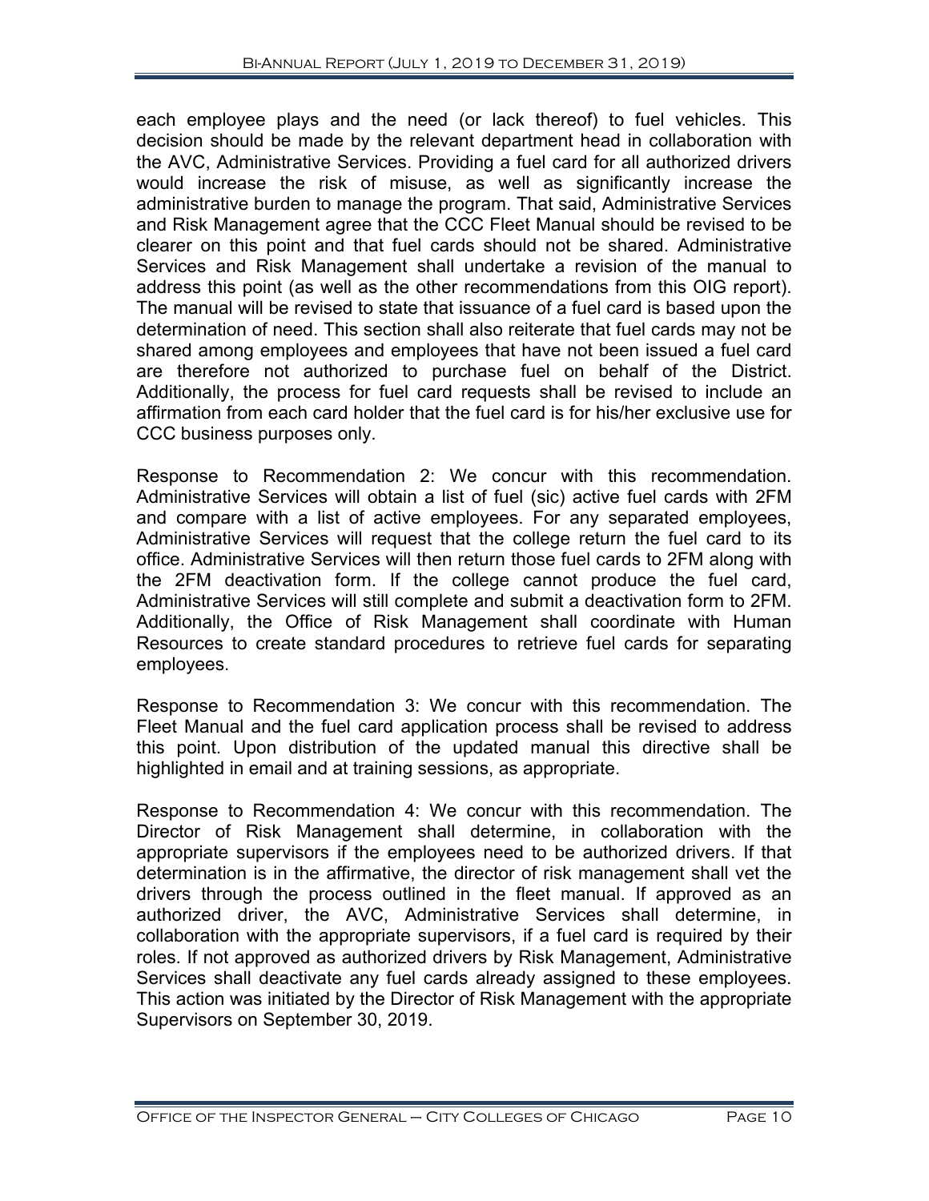each employee plays and the need (or lack thereof) to fuel vehicles. This decision should be made by the relevant department head in collaboration with the AVC, Administrative Services. Providing a fuel card for all authorized drivers would increase the risk of misuse, as well as significantly increase the administrative burden to manage the program. That said, Administrative Services and Risk Management agree that the CCC Fleet Manual should be revised to be clearer on this point and that fuel cards should not be shared. Administrative Services and Risk Management shall undertake a revision of the manual to address this point (as well as the other recommendations from this OIG report). The manual will be revised to state that issuance of a fuel card is based upon the determination of need. This section shall also reiterate that fuel cards may not be shared among employees and employees that have not been issued a fuel card are therefore not authorized to purchase fuel on behalf of the District. Additionally, the process for fuel card requests shall be revised to include an affirmation from each card holder that the fuel card is for his/her exclusive use for CCC business purposes only.

Response to Recommendation 2: We concur with this recommendation. Administrative Services will obtain a list of fuel (sic) active fuel cards with 2FM and compare with a list of active employees. For any separated employees, Administrative Services will request that the college return the fuel card to its office. Administrative Services will then return those fuel cards to 2FM along with the 2FM deactivation form. If the college cannot produce the fuel card, Administrative Services will still complete and submit a deactivation form to 2FM. Additionally, the Office of Risk Management shall coordinate with Human Resources to create standard procedures to retrieve fuel cards for separating employees.

Response to Recommendation 3: We concur with this recommendation. The Fleet Manual and the fuel card application process shall be revised to address this point. Upon distribution of the updated manual this directive shall be highlighted in email and at training sessions, as appropriate.

Response to Recommendation 4: We concur with this recommendation. The Director of Risk Management shall determine, in collaboration with the appropriate supervisors if the employees need to be authorized drivers. If that determination is in the affirmative, the director of risk management shall vet the drivers through the process outlined in the fleet manual. If approved as an authorized driver, the AVC, Administrative Services shall determine, in collaboration with the appropriate supervisors, if a fuel card is required by their roles. If not approved as authorized drivers by Risk Management, Administrative Services shall deactivate any fuel cards already assigned to these employees. This action was initiated by the Director of Risk Management with the appropriate Supervisors on September 30, 2019.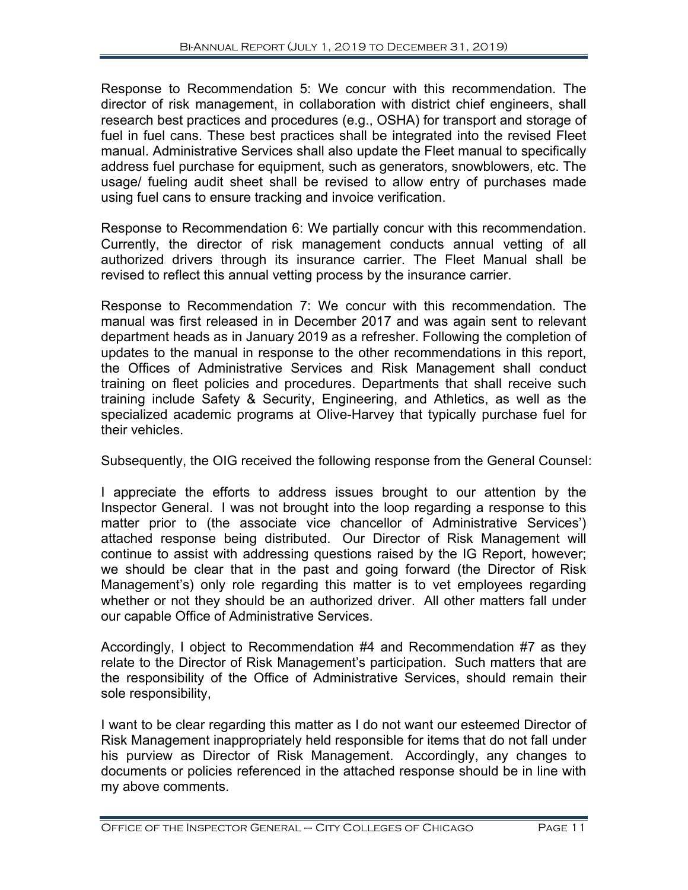Response to Recommendation 5: We concur with this recommendation. The director of risk management, in collaboration with district chief engineers, shall research best practices and procedures (e.g., OSHA) for transport and storage of fuel in fuel cans. These best practices shall be integrated into the revised Fleet manual. Administrative Services shall also update the Fleet manual to specifically address fuel purchase for equipment, such as generators, snowblowers, etc. The usage/ fueling audit sheet shall be revised to allow entry of purchases made using fuel cans to ensure tracking and invoice verification.

Response to Recommendation 6: We partially concur with this recommendation. Currently, the director of risk management conducts annual vetting of all authorized drivers through its insurance carrier. The Fleet Manual shall be revised to reflect this annual vetting process by the insurance carrier.

Response to Recommendation 7: We concur with this recommendation. The manual was first released in in December 2017 and was again sent to relevant department heads as in January 2019 as a refresher. Following the completion of updates to the manual in response to the other recommendations in this report, the Offices of Administrative Services and Risk Management shall conduct training on fleet policies and procedures. Departments that shall receive such training include Safety & Security, Engineering, and Athletics, as well as the specialized academic programs at Olive-Harvey that typically purchase fuel for their vehicles.

Subsequently, the OIG received the following response from the General Counsel:

I appreciate the efforts to address issues brought to our attention by the Inspector General. I was not brought into the loop regarding a response to this matter prior to (the associate vice chancellor of Administrative Services') attached response being distributed. Our Director of Risk Management will continue to assist with addressing questions raised by the IG Report, however; we should be clear that in the past and going forward (the Director of Risk Management's) only role regarding this matter is to vet employees regarding whether or not they should be an authorized driver. All other matters fall under our capable Office of Administrative Services.

Accordingly, I object to Recommendation #4 and Recommendation #7 as they relate to the Director of Risk Management's participation. Such matters that are the responsibility of the Office of Administrative Services, should remain their sole responsibility,

I want to be clear regarding this matter as I do not want our esteemed Director of Risk Management inappropriately held responsible for items that do not fall under his purview as Director of Risk Management. Accordingly, any changes to documents or policies referenced in the attached response should be in line with my above comments.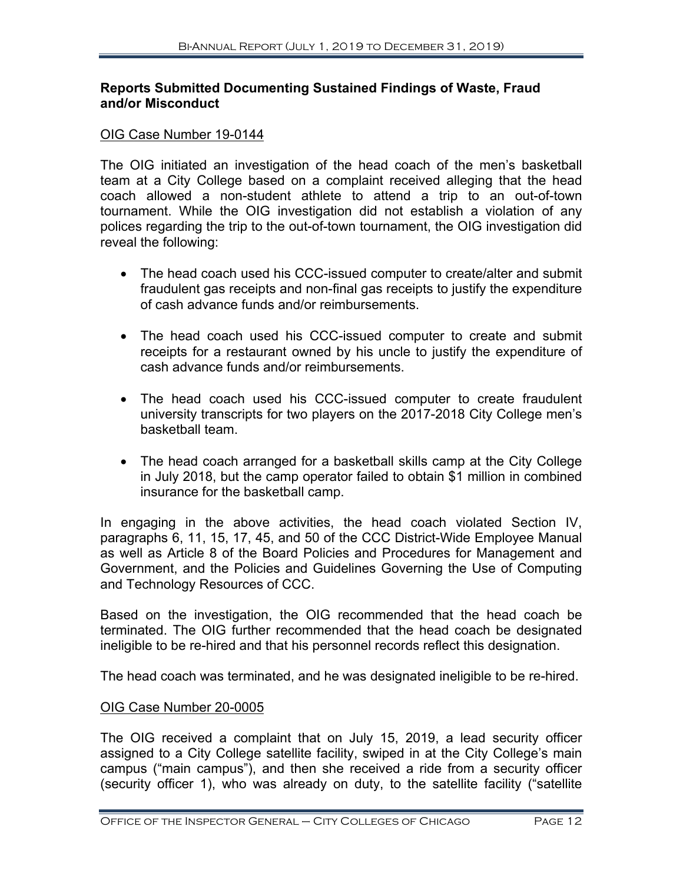**Reports Submitted Documenting Sustained Findings of Waste, Fraud and/or Misconduct**

OIG Case Number 19-0144

The OIG initiated an investigation of the head coach of the men's basketball team at a City College based on a complaint received alleging that the head coach allowed a non-student athlete to attend a trip to an out-of-town tournament. While the OIG investigation did not establish a violation of any polices regarding the trip to the out-of-town tournament, the OIG investigation did reveal the following:

- The head coach used his CCC-issued computer to create/alter and submit fraudulent gas receipts and non-final gas receipts to justify the expenditure of cash advance funds and/or reimbursements.
- The head coach used his CCC-issued computer to create and submit receipts for a restaurant owned by his uncle to justify the expenditure of cash advance funds and/or reimbursements.
- The head coach used his CCC-issued computer to create fraudulent university transcripts for two players on the 2017-2018 City College men's basketball team.
- The head coach arranged for a basketball skills camp at the City College in July 2018, but the camp operator failed to obtain $1 million in combined insurance for the basketball camp.

In engaging in the above activities, the head coach violated Section IV, paragraphs 6, 11, 15, 17, 45, and 50 of the CCC District-Wide Employee Manual as well as Article 8 of the Board Policies and Procedures for Management and Government, and the Policies and Guidelines Governing the Use of Computing and Technology Resources of CCC.

Based on the investigation, the OIG recommended that the head coach be terminated. The OIG further recommended that the head coach be designated ineligible to be re-hired and that his personnel records reflect this designation.

The head coach was terminated, and he was designated ineligible to be re-hired.

OIG Case Number 20-0005

The OIG received a complaint that on July 15, 2019, a lead security officer assigned to a City College satellite facility, swiped in at the City College's main campus ("main campus"), and then she received a ride from a security officer (security officer 1), who was already on duty, to the satellite facility ("satellite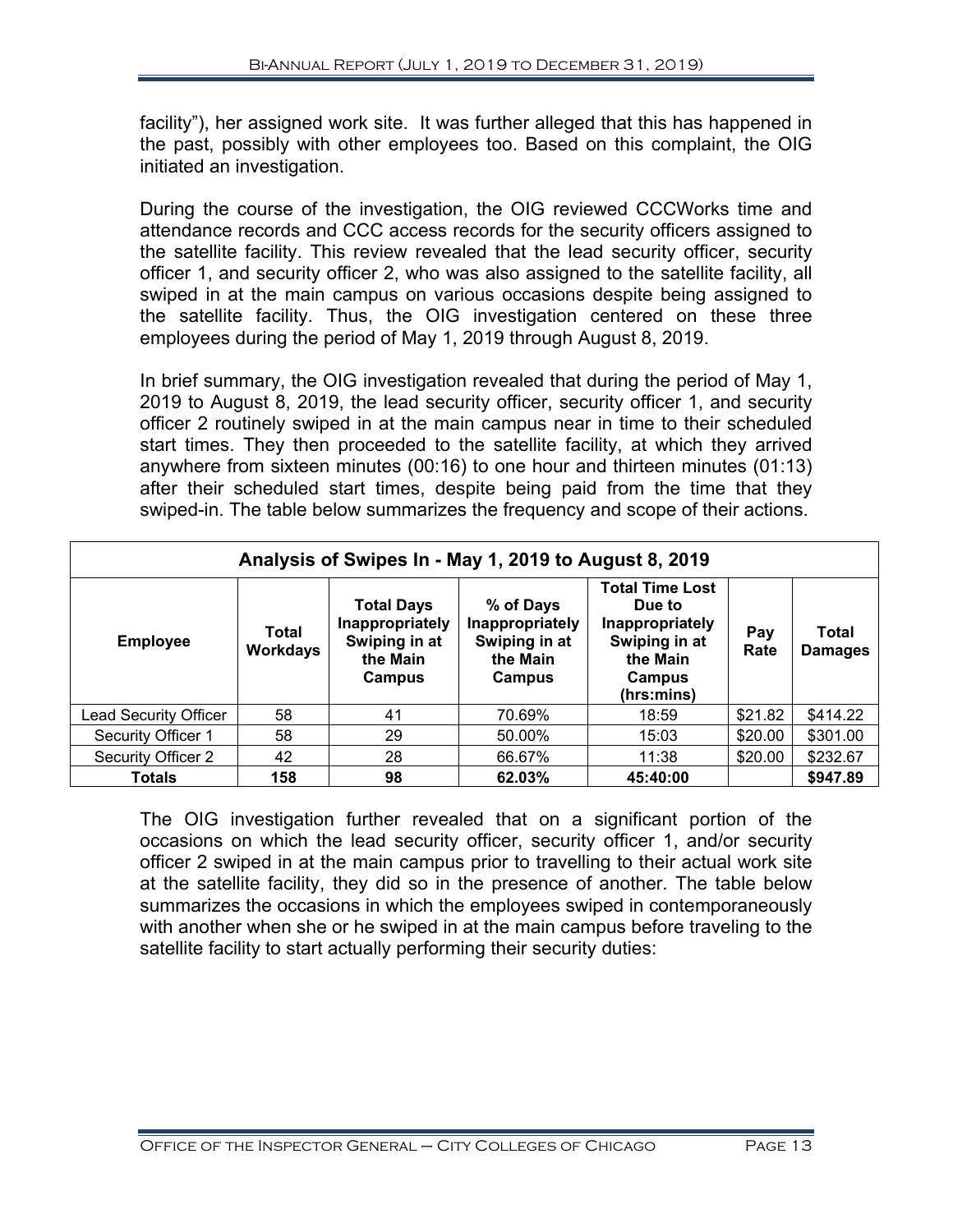facility"), her assigned work site. It was further alleged that this has happened in the past, possibly with other employees too. Based on this complaint, the OIG initiated an investigation.

During the course of the investigation, the OIG reviewed CCCWorks time and attendance records and CCC access records for the security officers assigned to the satellite facility. This review revealed that the lead security officer, security officer 1, and security officer 2, who was also assigned to the satellite facility, all swiped in at the main campus on various occasions despite being assigned to the satellite facility. Thus, the OIG investigation centered on these three employees during the period of May 1, 2019 through August 8, 2019.

In brief summary, the OIG investigation revealed that during the period of May 1, 2019 to August 8, 2019, the lead security officer, security officer 1, and security officer 2 routinely swiped in at the main campus near in time to their scheduled start times. They then proceeded to the satellite facility, at which they arrived anywhere from sixteen minutes (00:16) to one hour and thirteen minutes (01:13) after their scheduled start times, despite being paid from the time that they swiped-in. The table below summarizes the frequency and scope of their actions.

| Analysis of Swipes In - May 1, 2019 to August 8, 2019 | | | | | | |
|---|---|---|---|---|---|---|
| **Employee** | **Total Workdays** | **Total Days Inappropriately Swiping in at the Main Campus** | **% of Days Inappropriately Swiping in at the Main Campus** | **Total Time Lost Due to Inappropriately Swiping in at the Main Campus (hrs:mins)** | **Pay Rate** | **Total Damages** |
| Lead Security Officer | 58 | 41 | 70.69% | 18:59 | $21.82 | $414.22 |
| Security Officer 1 | 58 | 29 | 50.00% | 15:03 | $20.00 | $301.00 |
| Security Officer 2 | 42 | 28 | 66.67% | 11:38 | $20.00 | $232.67 |
| **Totals** | **158** | **98** | **62.03%** | **45:40:00** | | **$947.89** |

The OIG investigation further revealed that on a significant portion of the occasions on which the lead security officer, security officer 1, and/or security officer 2 swiped in at the main campus prior to travelling to their actual work site at the satellite facility, they did so in the presence of another. The table below summarizes the occasions in which the employees swiped in contemporaneously with another when she or he swiped in at the main campus before traveling to the satellite facility to start actually performing their security duties: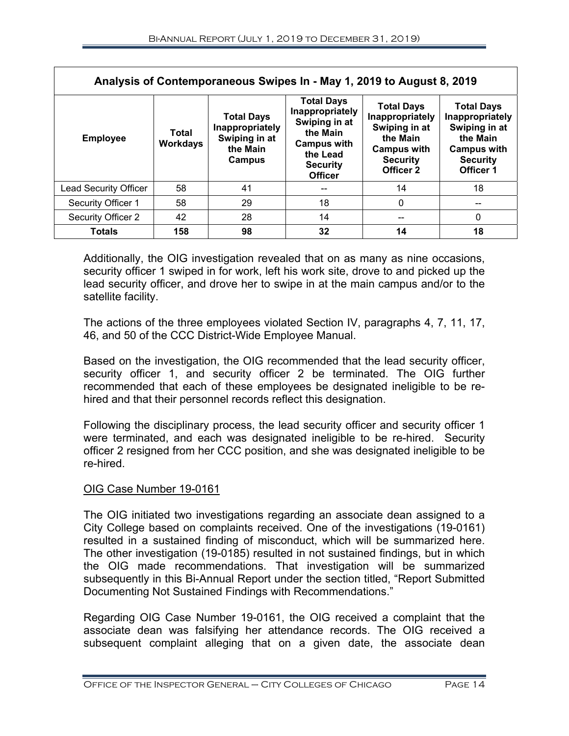| Analysis of Contemporaneous Swipes In - May 1, 2019 to August 8, 2019 | | | | | |
|---|---|---|---|---|---|
| **Employee** | **Total Workdays** | **Total Days Inappropriately Swiping in at the Main Campus** | **Total Days Inappropriately Swiping in at the Main Campus with the Lead Security Officer** | **Total Days Inappropriately Swiping in at the Main Campus with Security Officer 2** | **Total Days Inappropriately Swiping in at the Main Campus with Security Officer 1** |
| Lead Security Officer | 58 | 41 | -- | 14 | 18 |
| Security Officer 1 | 58 | 29 | 18 | 0 | -- |
| Security Officer 2 | 42 | 28 | 14 | -- | 0 |
| **Totals** | **158** | **98** | **32** | **14** | **18** |

Additionally, the OIG investigation revealed that on as many as nine occasions, security officer 1 swiped in for work, left his work site, drove to and picked up the lead security officer, and drove her to swipe in at the main campus and/or to the satellite facility.

The actions of the three employees violated Section IV, paragraphs 4, 7, 11, 17, 46, and 50 of the CCC District-Wide Employee Manual.

Based on the investigation, the OIG recommended that the lead security officer, security officer 1, and security officer 2 be terminated. The OIG further recommended that each of these employees be designated ineligible to be re-hired and that their personnel records reflect this designation.

Following the disciplinary process, the lead security officer and security officer 1 were terminated, and each was designated ineligible to be re-hired. Security officer 2 resigned from her CCC position, and she was designated ineligible to be re-hired.

OIG Case Number 19-0161

The OIG initiated two investigations regarding an associate dean assigned to a City College based on complaints received. One of the investigations (19-0161) resulted in a sustained finding of misconduct, which will be summarized here. The other investigation (19-0185) resulted in not sustained findings, but in which the OIG made recommendations. That investigation will be summarized subsequently in this Bi-Annual Report under the section titled, "Report Submitted Documenting Not Sustained Findings with Recommendations."

Regarding OIG Case Number 19-0161, the OIG received a complaint that the associate dean was falsifying her attendance records. The OIG received a subsequent complaint alleging that on a given date, the associate dean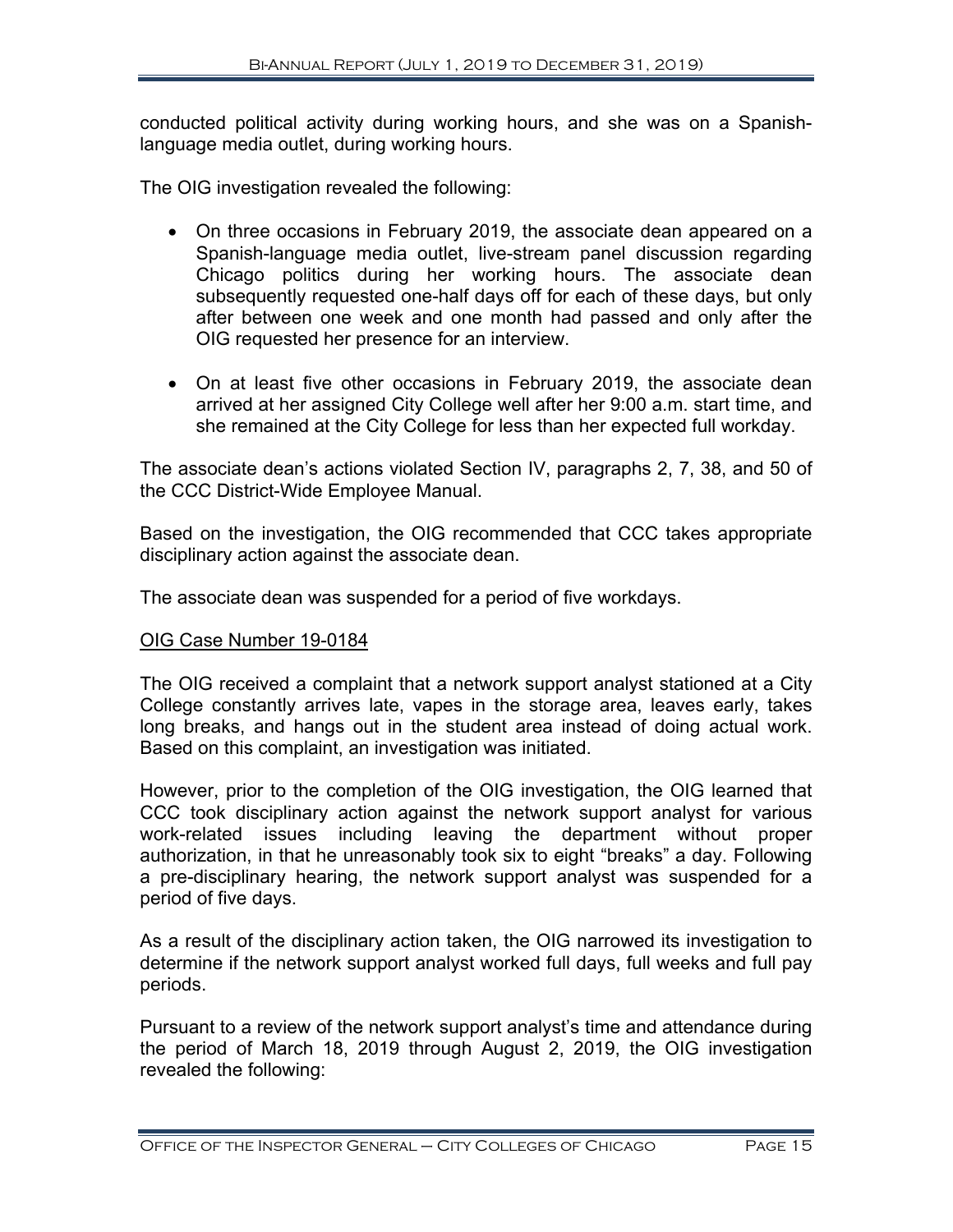conducted political activity during working hours, and she was on a Spanish-language media outlet, during working hours.

The OIG investigation revealed the following:

- On three occasions in February 2019, the associate dean appeared on a Spanish-language media outlet, live-stream panel discussion regarding Chicago politics during her working hours. The associate dean subsequently requested one-half days off for each of these days, but only after between one week and one month had passed and only after the OIG requested her presence for an interview.

- On at least five other occasions in February 2019, the associate dean arrived at her assigned City College well after her 9:00 a.m. start time, and she remained at the City College for less than her expected full workday.

The associate dean's actions violated Section IV, paragraphs 2, 7, 38, and 50 of the CCC District-Wide Employee Manual.

Based on the investigation, the OIG recommended that CCC takes appropriate disciplinary action against the associate dean.

The associate dean was suspended for a period of five workdays.

<u>OIG Case Number 19-0184</u>

The OIG received a complaint that a network support analyst stationed at a City College constantly arrives late, vapes in the storage area, leaves early, takes long breaks, and hangs out in the student area instead of doing actual work. Based on this complaint, an investigation was initiated.

However, prior to the completion of the OIG investigation, the OIG learned that CCC took disciplinary action against the network support analyst for various work-related issues including leaving the department without proper authorization, in that he unreasonably took six to eight "breaks" a day. Following a pre-disciplinary hearing, the network support analyst was suspended for a period of five days.

As a result of the disciplinary action taken, the OIG narrowed its investigation to determine if the network support analyst worked full days, full weeks and full pay periods.

Pursuant to a review of the network support analyst's time and attendance during the period of March 18, 2019 through August 2, 2019, the OIG investigation revealed the following: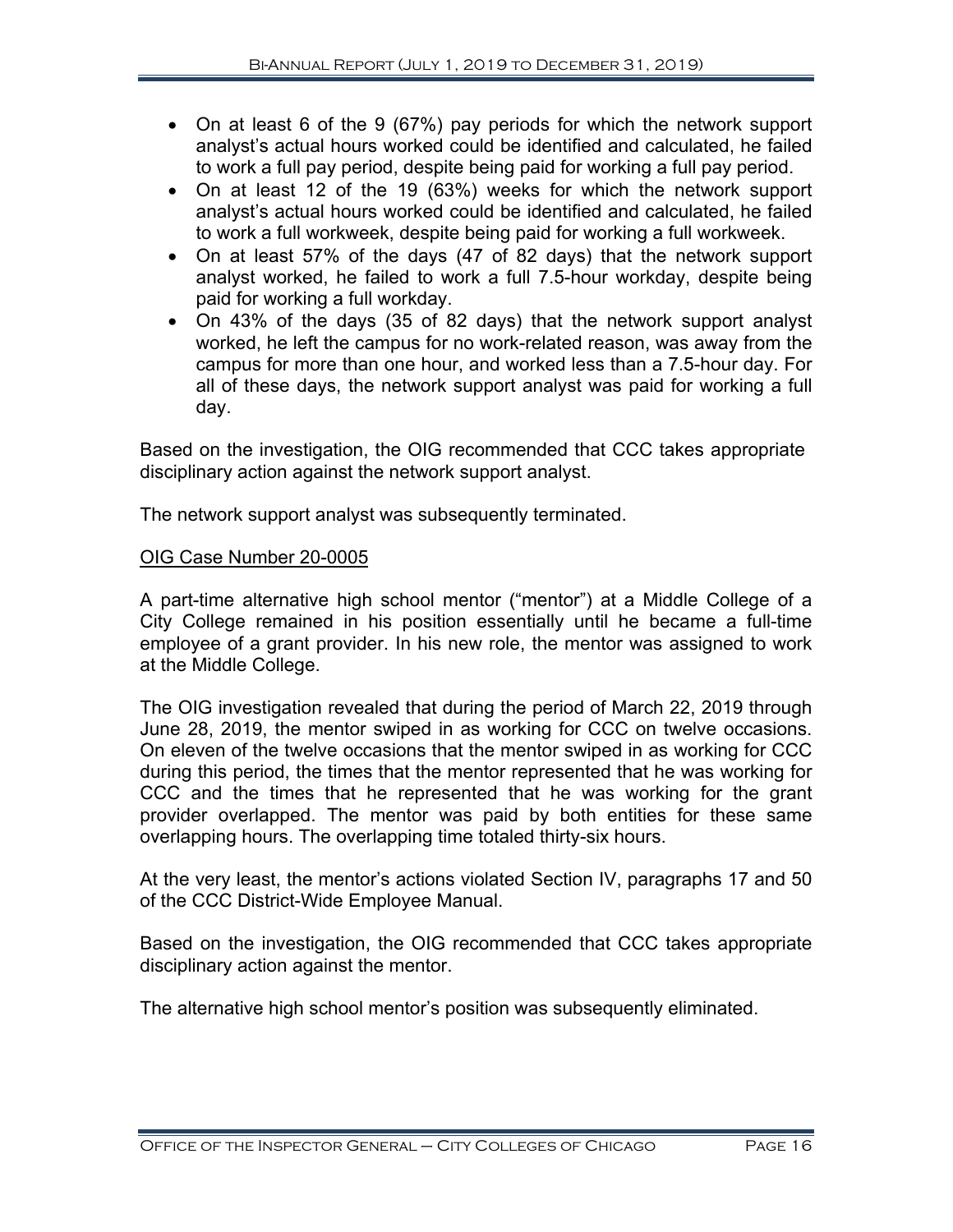- On at least 6 of the 9 (67%) pay periods for which the network support analyst's actual hours worked could be identified and calculated, he failed to work a full pay period, despite being paid for working a full pay period.
- On at least 12 of the 19 (63%) weeks for which the network support analyst's actual hours worked could be identified and calculated, he failed to work a full workweek, despite being paid for working a full workweek.
- On at least 57% of the days (47 of 82 days) that the network support analyst worked, he failed to work a full 7.5-hour workday, despite being paid for working a full workday.
- On 43% of the days (35 of 82 days) that the network support analyst worked, he left the campus for no work-related reason, was away from the campus for more than one hour, and worked less than a 7.5-hour day. For all of these days, the network support analyst was paid for working a full day.

Based on the investigation, the OIG recommended that CCC takes appropriate disciplinary action against the network support analyst.

The network support analyst was subsequently terminated.

<u>OIG Case Number 20-0005</u>

A part-time alternative high school mentor ("mentor") at a Middle College of a City College remained in his position essentially until he became a full-time employee of a grant provider. In his new role, the mentor was assigned to work at the Middle College.

The OIG investigation revealed that during the period of March 22, 2019 through June 28, 2019, the mentor swiped in as working for CCC on twelve occasions. On eleven of the twelve occasions that the mentor swiped in as working for CCC during this period, the times that the mentor represented that he was working for CCC and the times that he represented that he was working for the grant provider overlapped. The mentor was paid by both entities for these same overlapping hours. The overlapping time totaled thirty-six hours.

At the very least, the mentor's actions violated Section IV, paragraphs 17 and 50 of the CCC District-Wide Employee Manual.

Based on the investigation, the OIG recommended that CCC takes appropriate disciplinary action against the mentor.

The alternative high school mentor's position was subsequently eliminated.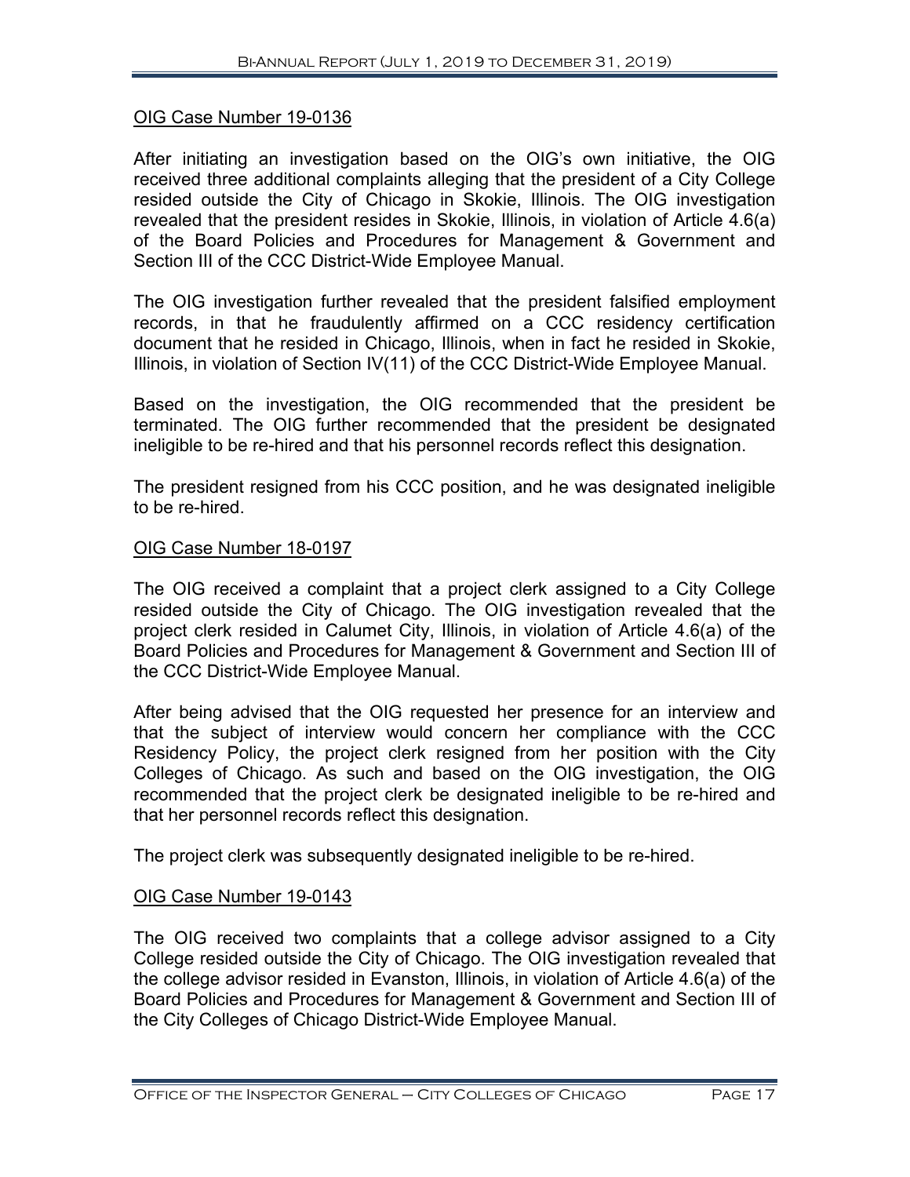OIG Case Number 19-0136

After initiating an investigation based on the OIG's own initiative, the OIG received three additional complaints alleging that the president of a City College resided outside the City of Chicago in Skokie, Illinois. The OIG investigation revealed that the president resides in Skokie, Illinois, in violation of Article 4.6(a) of the Board Policies and Procedures for Management & Government and Section III of the CCC District-Wide Employee Manual.

The OIG investigation further revealed that the president falsified employment records, in that he fraudulently affirmed on a CCC residency certification document that he resided in Chicago, Illinois, when in fact he resided in Skokie, Illinois, in violation of Section IV(11) of the CCC District-Wide Employee Manual.

Based on the investigation, the OIG recommended that the president be terminated. The OIG further recommended that the president be designated ineligible to be re-hired and that his personnel records reflect this designation.

The president resigned from his CCC position, and he was designated ineligible to be re-hired.

OIG Case Number 18-0197

The OIG received a complaint that a project clerk assigned to a City College resided outside the City of Chicago. The OIG investigation revealed that the project clerk resided in Calumet City, Illinois, in violation of Article 4.6(a) of the Board Policies and Procedures for Management & Government and Section III of the CCC District-Wide Employee Manual.

After being advised that the OIG requested her presence for an interview and that the subject of interview would concern her compliance with the CCC Residency Policy, the project clerk resigned from her position with the City Colleges of Chicago. As such and based on the OIG investigation, the OIG recommended that the project clerk be designated ineligible to be re-hired and that her personnel records reflect this designation.

The project clerk was subsequently designated ineligible to be re-hired.

OIG Case Number 19-0143

The OIG received two complaints that a college advisor assigned to a City College resided outside the City of Chicago. The OIG investigation revealed that the college advisor resided in Evanston, Illinois, in violation of Article 4.6(a) of the Board Policies and Procedures for Management & Government and Section III of the City Colleges of Chicago District-Wide Employee Manual.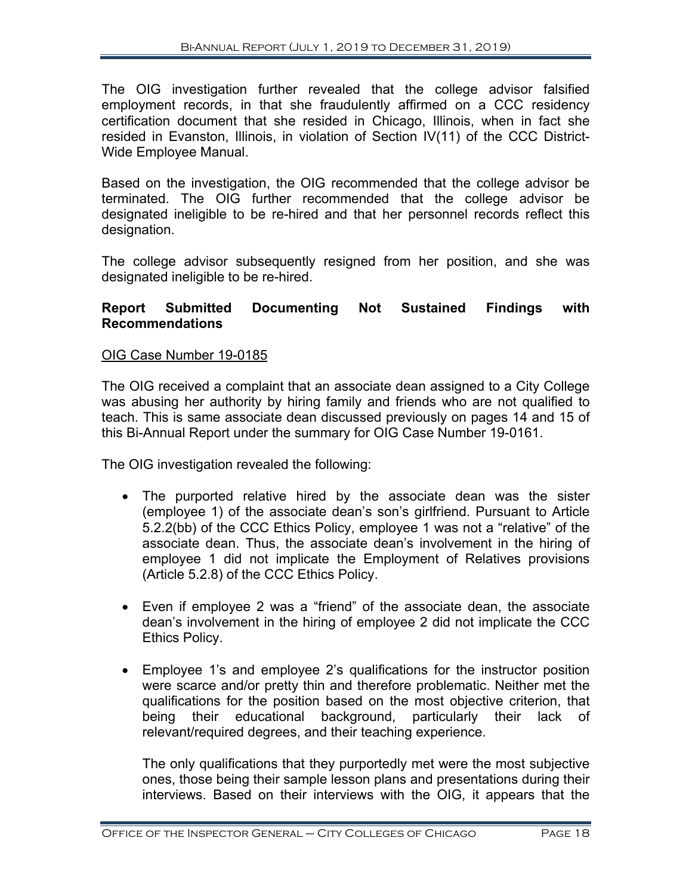The OIG investigation further revealed that the college advisor falsified employment records, in that she fraudulently affirmed on a CCC residency certification document that she resided in Chicago, Illinois, when in fact she resided in Evanston, Illinois, in violation of Section IV(11) of the CCC District-Wide Employee Manual.

Based on the investigation, the OIG recommended that the college advisor be terminated. The OIG further recommended that the college advisor be designated ineligible to be re-hired and that her personnel records reflect this designation.

The college advisor subsequently resigned from her position, and she was designated ineligible to be re-hired.

**Report Submitted Documenting Not Sustained Findings with Recommendations**

<u>OIG Case Number 19-0185</u>

The OIG received a complaint that an associate dean assigned to a City College was abusing her authority by hiring family and friends who are not qualified to teach. This is same associate dean discussed previously on pages 14 and 15 of this Bi-Annual Report under the summary for OIG Case Number 19-0161.

The OIG investigation revealed the following:

- The purported relative hired by the associate dean was the sister (employee 1) of the associate dean's son's girlfriend. Pursuant to Article 5.2.2(bb) of the CCC Ethics Policy, employee 1 was not a "relative" of the associate dean. Thus, the associate dean's involvement in the hiring of employee 1 did not implicate the Employment of Relatives provisions (Article 5.2.8) of the CCC Ethics Policy.

- Even if employee 2 was a "friend" of the associate dean, the associate dean's involvement in the hiring of employee 2 did not implicate the CCC Ethics Policy.

- Employee 1's and employee 2's qualifications for the instructor position were scarce and/or pretty thin and therefore problematic. Neither met the qualifications for the position based on the most objective criterion, that being their educational background, particularly their lack of relevant/required degrees, and their teaching experience.

  The only qualifications that they purportedly met were the most subjective ones, those being their sample lesson plans and presentations during their interviews. Based on their interviews with the OIG, it appears that the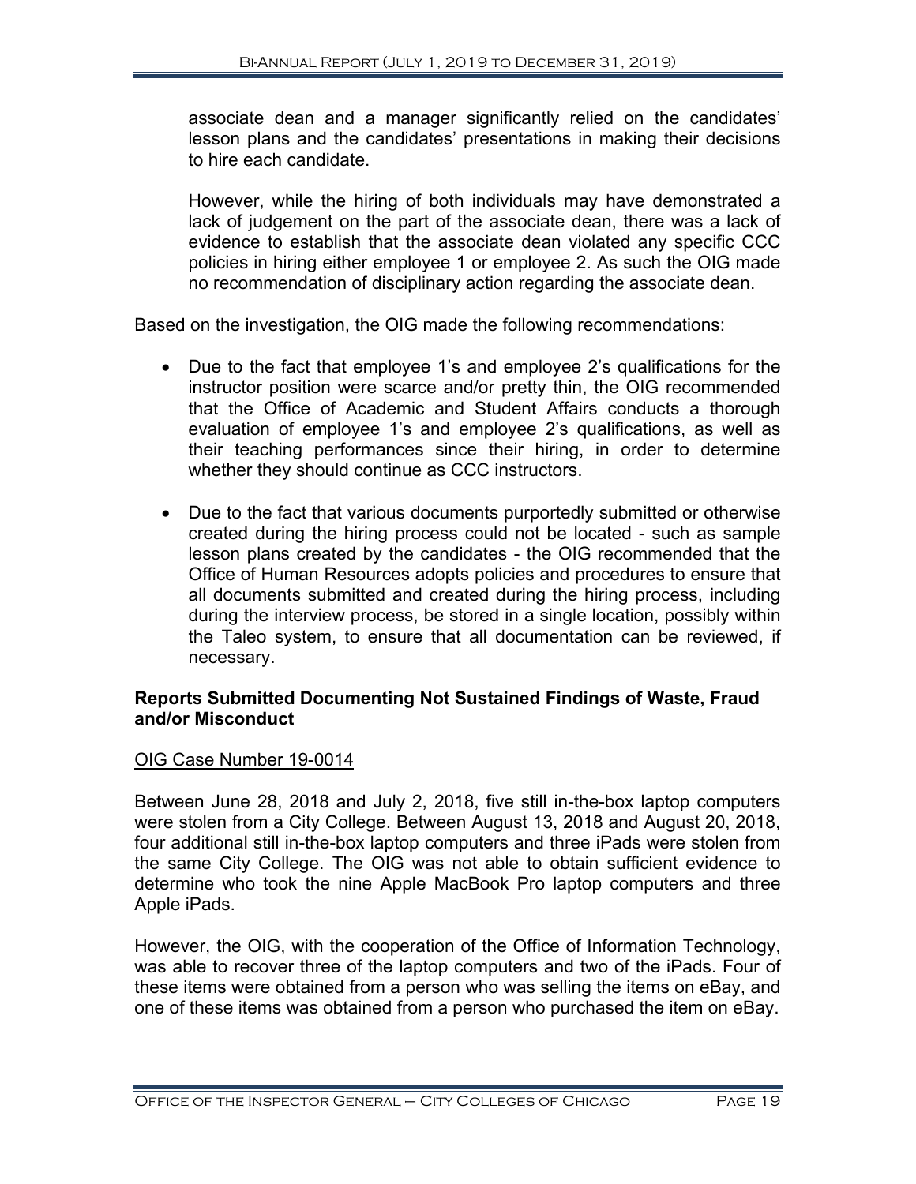associate dean and a manager significantly relied on the candidates' lesson plans and the candidates' presentations in making their decisions to hire each candidate.

However, while the hiring of both individuals may have demonstrated a lack of judgement on the part of the associate dean, there was a lack of evidence to establish that the associate dean violated any specific CCC policies in hiring either employee 1 or employee 2. As such the OIG made no recommendation of disciplinary action regarding the associate dean.

Based on the investigation, the OIG made the following recommendations:

- Due to the fact that employee 1's and employee 2's qualifications for the instructor position were scarce and/or pretty thin, the OIG recommended that the Office of Academic and Student Affairs conducts a thorough evaluation of employee 1's and employee 2's qualifications, as well as their teaching performances since their hiring, in order to determine whether they should continue as CCC instructors.

- Due to the fact that various documents purportedly submitted or otherwise created during the hiring process could not be located - such as sample lesson plans created by the candidates - the OIG recommended that the Office of Human Resources adopts policies and procedures to ensure that all documents submitted and created during the hiring process, including during the interview process, be stored in a single location, possibly within the Taleo system, to ensure that all documentation can be reviewed, if necessary.

**Reports Submitted Documenting Not Sustained Findings of Waste, Fraud and/or Misconduct**

OIG Case Number 19-0014

Between June 28, 2018 and July 2, 2018, five still in-the-box laptop computers were stolen from a City College. Between August 13, 2018 and August 20, 2018, four additional still in-the-box laptop computers and three iPads were stolen from the same City College. The OIG was not able to obtain sufficient evidence to determine who took the nine Apple MacBook Pro laptop computers and three Apple iPads.

However, the OIG, with the cooperation of the Office of Information Technology, was able to recover three of the laptop computers and two of the iPads. Four of these items were obtained from a person who was selling the items on eBay, and one of these items was obtained from a person who purchased the item on eBay.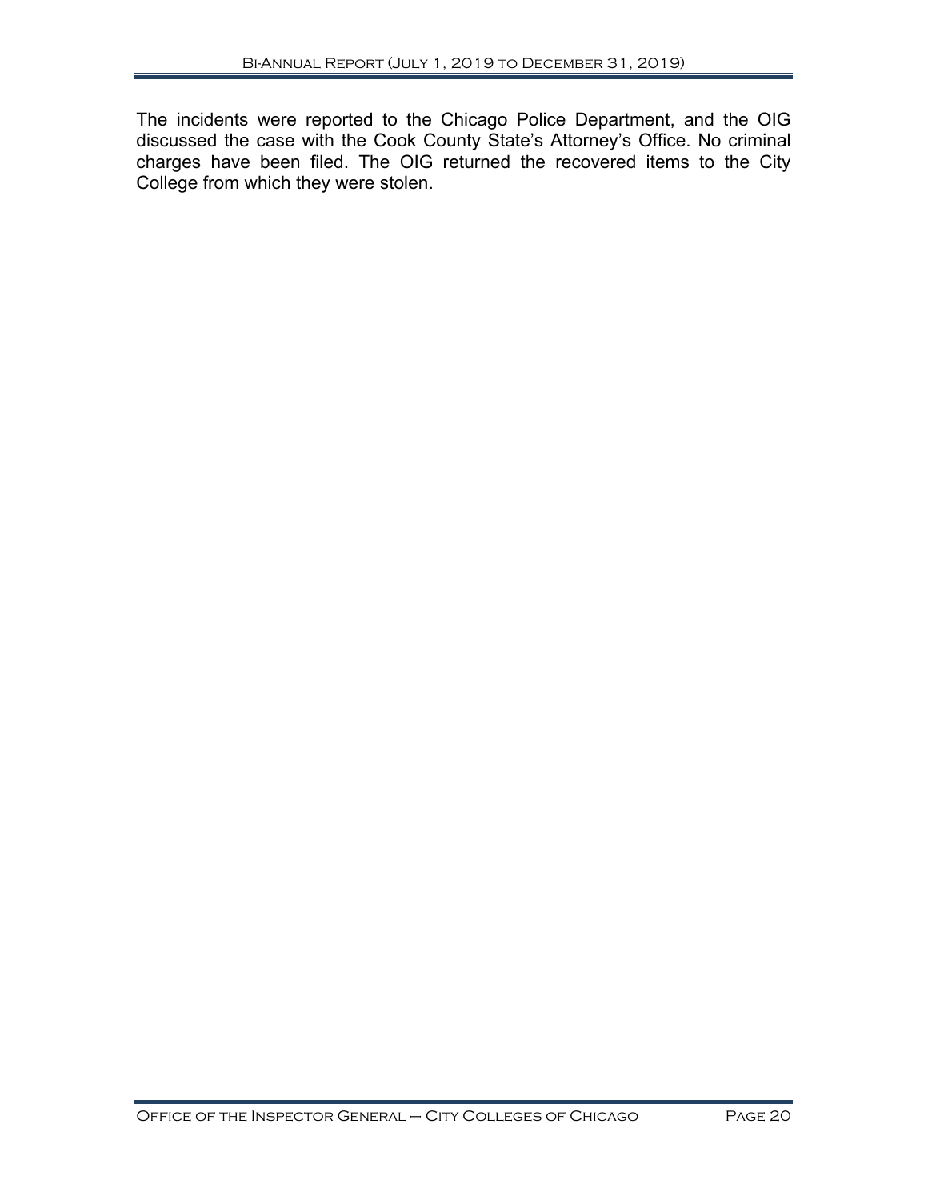The incidents were reported to the Chicago Police Department, and the OIG discussed the case with the Cook County State's Attorney's Office. No criminal charges have been filed. The OIG returned the recovered items to the City College from which they were stolen.